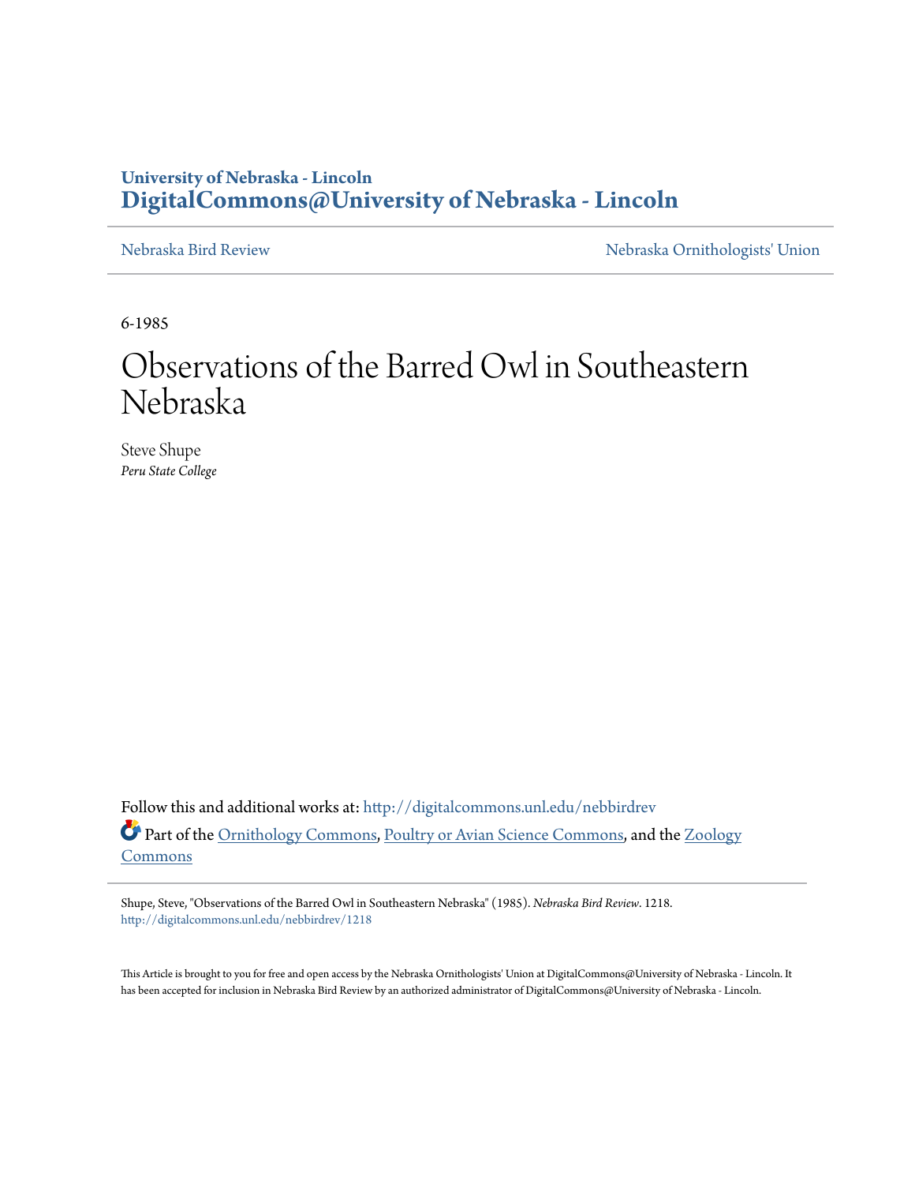University of Nebraska - Lincoln
**DigitalCommons@University of Nebraska - Lincoln**

Nebraska Bird Review | Nebraska Ornithologists' Union

6-1985

# Observations of the Barred Owl in Southeastern Nebraska

Steve Shupe
*Peru State College*

Follow this and additional works at: http://digitalcommons.unl.edu/nebbirdrev

Part of the Ornithology Commons, Poultry or Avian Science Commons, and the Zoology Commons

Shupe, Steve, "Observations of the Barred Owl in Southeastern Nebraska" (1985). *Nebraska Bird Review*. 1218.
http://digitalcommons.unl.edu/nebbirdrev/1218

This Article is brought to you for free and open access by the Nebraska Ornithologists' Union at DigitalCommons@University of Nebraska - Lincoln. It has been accepted for inclusion in Nebraska Bird Review by an authorized administrator of DigitalCommons@University of Nebraska - Lincoln.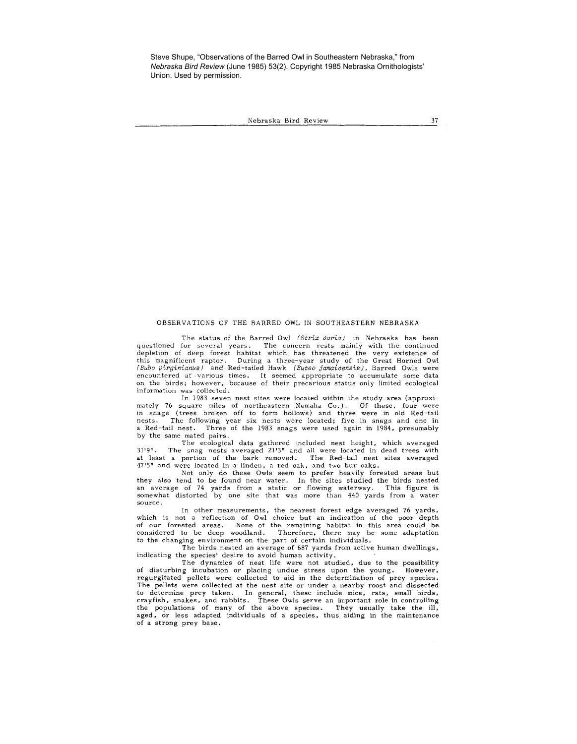Steve Shupe, "Observations of the Barred Owl in Southeastern Nebraska," from *Nebraska Bird Review* (June 1985) 53(2). Copyright 1985 Nebraska Ornithologists' Union. Used by permission.

## OBSERVATIONS OF THE BARRED OWL IN SOUTHEASTERN NEBRASKA

The status of the Barred Owl *(Strix varia)* in Nebraska has been questioned for several years. The concern rests mainly with the continued depletion of deep forest habitat which has threatened the very existence of this magnificent raptor. During a three-year study of the Great Horned Owl *(Bubo virginianus)* and Red-tailed Hawk *(Buteo jamaicensis)*, Barred Owls were encountered at various times. It seemed appropriate to accumulate some data on the birds; however, because of their precarious status only limited ecological information was collected.

In 1983 seven nest sites were located within the study area (approximately 76 square miles of northeastern Nemaha Co.). Of these, four were in snags (trees broken off to form hollows) and three were in old Red-tail nests. The following year six nests were located; five in snags and one in a Red-tail nest. Three of the 1983 snags were used again in 1984, presumably by the same mated pairs.

The ecological data gathered included nest height, which averaged 31'9". The snag nests averaged 21'3" and all were located in dead trees with at least a portion of the bark removed. The Red-tail nest sites averaged 47'5" and were located in a linden, a red oak, and two bur oaks.

Not only do these Owls seem to prefer heavily forested areas but they also tend to be found near water. In the sites studied the birds nested an average of 74 yards from a static or flowing waterway. This figure is somewhat distorted by one site that was more than 440 yards from a water source.

In other measurements, the nearest forest edge averaged 76 yards, which is not a reflection of Owl choice but an indication of the poor depth of our forested areas. None of the remaining habitat in this area could be considered to be deep woodland. Therefore, there may be some adaptation to the changing environment on the part of certain individuals.

The birds nested an average of 687 yards from active human dwellings, indicating the species' desire to avoid human activity.

The dynamics of nest life were not studied, due to the possibility of disturbing incubation or placing undue stress upon the young. However, regurgitated pellets were collected to aid in the determination of prey species. The pellets were collected at the nest site or under a nearby roost and dissected to determine prey taken. In general, these include mice, rats, small birds, crayfish, snakes, and rabbits. These Owls serve an important role in controlling the populations of many of the above species. They usually take the ill, aged, or less adapted individuals of a species, thus aiding in the maintenance of a strong prey base.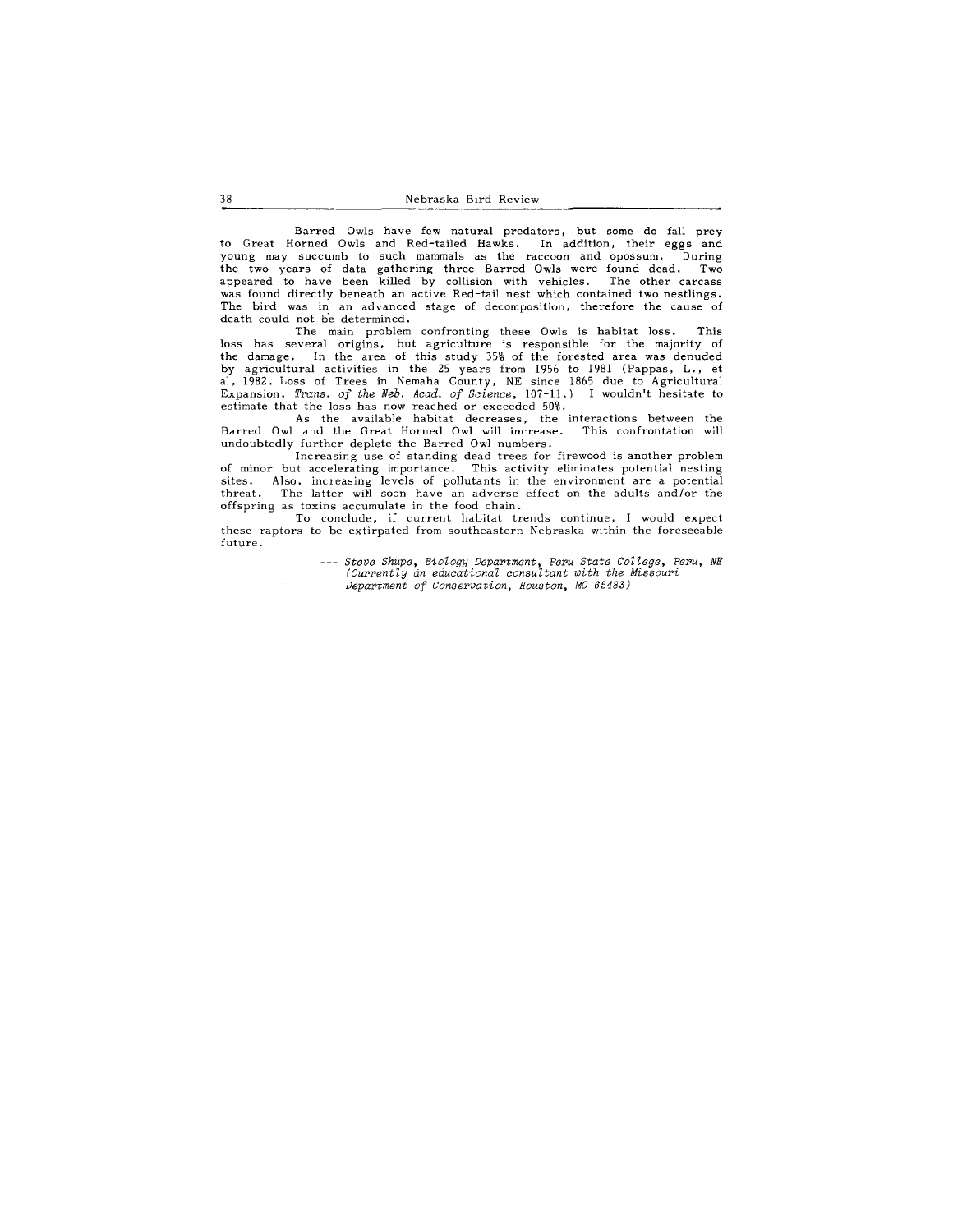Barred Owls have few natural predators, but some do fall prey to Great Horned Owls and Red-tailed Hawks. In addition, their eggs and young may succumb to such mammals as the raccoon and opossum. During the two years of data gathering three Barred Owls were found dead. Two appeared to have been killed by collision with vehicles. The other carcass was found directly beneath an active Red-tail nest which contained two nestlings. The bird was in an advanced stage of decomposition, therefore the cause of death could not be determined.

The main problem confronting these Owls is habitat loss. This loss has several origins, but agriculture is responsible for the majority of the damage. In the area of this study 35% of the forested area was denuded by agricultural activities in the 25 years from 1956 to 1981 (Pappas, L., et al, 1982. Loss of Trees in Nemaha County, NE since 1865 due to Agricultural Expansion. *Trans. of the Neb. Acad. of Science*, 107-11.) I wouldn't hesitate to estimate that the loss has now reached or exceeded 50%.

As the available habitat decreases, the interactions between the Barred Owl and the Great Horned Owl will increase. This confrontation will undoubtedly further deplete the Barred Owl numbers.

Increasing use of standing dead trees for firewood is another problem of minor but accelerating importance. This activity eliminates potential nesting sites. Also, increasing levels of pollutants in the environment are a potential threat. The latter will soon have an adverse effect on the adults and/or the offspring as toxins accumulate in the food chain.

To conclude, if current habitat trends continue, I would expect these raptors to be extirpated from southeastern Nebraska within the foreseeable future.

--- *Steve Shupe, Biology Department, Peru State College, Peru, NE (Currently an educational consultant with the Missouri Department of Conservation, Houston, MO 65483)*